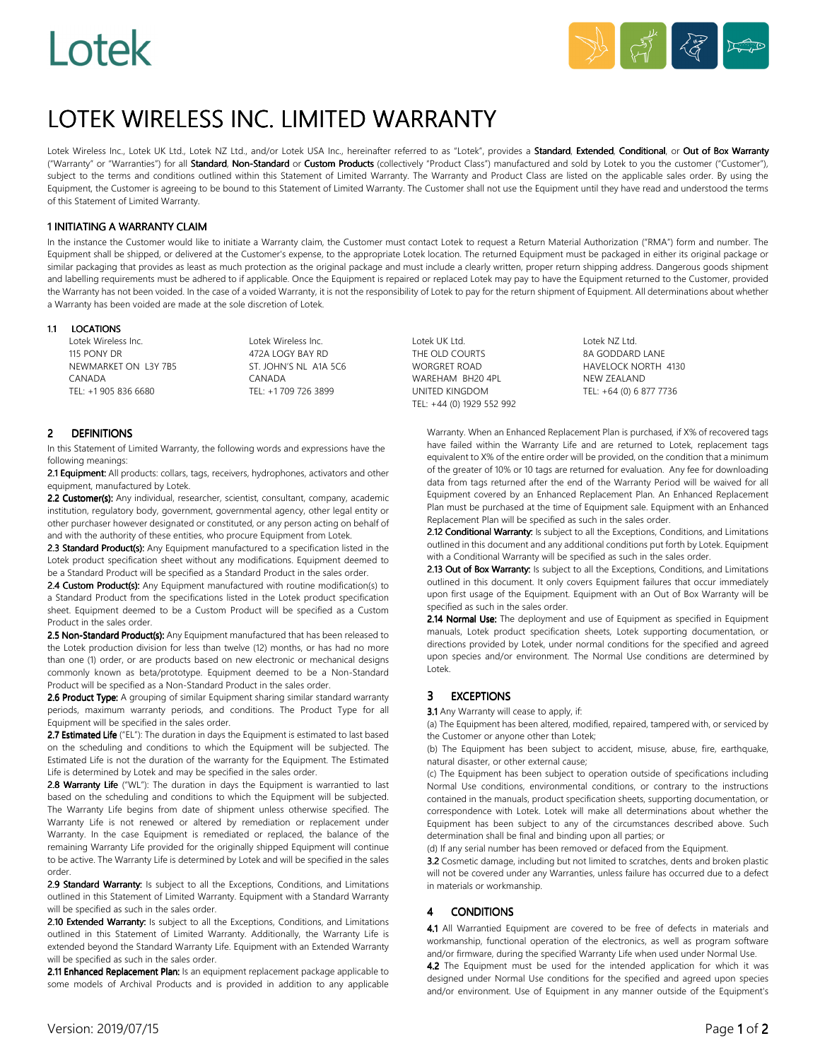# LOTEK WIRELESS INC. LIMITED WARRANTY

Lotek Wireless Inc., Lotek UK Ltd., Lotek NZ Ltd., and/or Lotek USA Inc., hereinafter referred to as "Lotek", provides a **Standard**, **Extended**, **Conditional**, or **Out of Box Warranty** ("Warranty" or "Warranties") for all **Standard**, **Non-Standard** or **Custom Products** (collectively "Product Class") manufactured and sold by Lotek to you the customer ("Customer"), subject to the terms and conditions outlined within this Statement of Limited Warranty. The Warranty and Product Class are listed on the applicable sales order. By using the Equipment, the Customer is agreeing to be bound to this Statement of Limited Warranty. The Customer shall not use the Equipment until they have read and understood the terms of this Statement of Limited Warranty.

## 1 INITIATING A WARRANTY CLAIM

In the instance the Customer would like to initiate a Warranty claim, the Customer must contact Lotek to request a Return Material Authorization ("RMA") form and number. The Equipment shall be shipped, or delivered at the Customer's expense, to the appropriate Lotek location. The returned Equipment must be packaged in either its original package or similar packaging that provides as least as much protection as the original package and must include a clearly written, proper return shipping address. Dangerous goods shipment and labelling requirements must be adhered to if applicable. Once the Equipment is repaired or replaced Lotek may pay to have the Equipment returned to the Customer, provided the Warranty has not been voided. In the case of a voided Warranty, it is not the responsibility of Lotek to pay for the return shipment of Equipment. All determinations about whether a Warranty has been voided are made at the sole discretion of Lotek.

### 1.1 LOCATIONS

Lotek Wireless Inc.
115 PONY DR
NEWMARKET ON L3Y 7B5
CANADA
TEL: +1 905 836 6680

Lotek Wireless Inc.
472A LOGY BAY RD
ST. JOHN'S NL A1A 5C6
CANADA
TEL: +1 709 726 3899

Lotek UK Ltd.
THE OLD COURTS
WORGRET ROAD
WAREHAM BH20 4PL
UNITED KINGDOM
TEL: +44 (0) 1929 552 992

Lotek NZ Ltd.
8A GODDARD LANE
HAVELOCK NORTH 4130
NEW ZEALAND
TEL: +64 (0) 6 877 7736

## 2 DEFINITIONS

In this Statement of Limited Warranty, the following words and expressions have the following meanings:

**2.1 Equipment:** All products: collars, tags, receivers, hydrophones, activators and other equipment, manufactured by Lotek.

**2.2 Customer(s):** Any individual, researcher, scientist, consultant, company, academic institution, regulatory body, government, governmental agency, other legal entity or other purchaser however designated or constituted, or any person acting on behalf of and with the authority of these entities, who procure Equipment from Lotek.

**2.3 Standard Product(s):** Any Equipment manufactured to a specification listed in the Lotek product specification sheet without any modifications. Equipment deemed to be a Standard Product will be specified as a Standard Product in the sales order.

**2.4 Custom Product(s):** Any Equipment manufactured with routine modification(s) to a Standard Product from the specifications listed in the Lotek product specification sheet. Equipment deemed to be a Custom Product will be specified as a Custom Product in the sales order.

**2.5 Non-Standard Product(s):** Any Equipment manufactured that has been released to the Lotek production division for less than twelve (12) months, or has had no more than one (1) order, or are products based on new electronic or mechanical designs commonly known as beta/prototype. Equipment deemed to be a Non-Standard Product will be specified as a Non-Standard Product in the sales order.

**2.6 Product Type:** A grouping of similar Equipment sharing similar standard warranty periods, maximum warranty periods, and conditions. The Product Type for all Equipment will be specified in the sales order.

**2.7 Estimated Life** ("EL"): The duration in days the Equipment is estimated to last based on the scheduling and conditions to which the Equipment will be subjected. The Estimated Life is not the duration of the warranty for the Equipment. The Estimated Life is determined by Lotek and may be specified in the sales order.

**2.8 Warranty Life** ("WL"): The duration in days the Equipment is warrantied to last based on the scheduling and conditions to which the Equipment will be subjected. The Warranty Life begins from date of shipment unless otherwise specified. The Warranty Life is not renewed or altered by remediation or replacement under Warranty. In the case Equipment is remediated or replaced, the balance of the remaining Warranty Life provided for the originally shipped Equipment will continue to be active. The Warranty Life is determined by Lotek and will be specified in the sales order.

**2.9 Standard Warranty:** Is subject to all the Exceptions, Conditions, and Limitations outlined in this Statement of Limited Warranty. Equipment with a Standard Warranty will be specified as such in the sales order.

**2.10 Extended Warranty:** Is subject to all the Exceptions, Conditions, and Limitations outlined in this Statement of Limited Warranty. Additionally, the Warranty Life is extended beyond the Standard Warranty Life. Equipment with an Extended Warranty will be specified as such in the sales order.

**2.11 Enhanced Replacement Plan:** Is an equipment replacement package applicable to some models of Archival Products and is provided in addition to any applicable Warranty. When an Enhanced Replacement Plan is purchased, if X% of recovered tags have failed within the Warranty Life and are returned to Lotek, replacement tags equivalent to X% of the entire order will be provided, on the condition that a minimum of the greater of 10% or 10 tags are returned for evaluation. Any fee for downloading data from tags returned after the end of the Warranty Period will be waived for all Equipment covered by an Enhanced Replacement Plan. An Enhanced Replacement Plan must be purchased at the time of Equipment sale. Equipment with an Enhanced Replacement Plan will be specified as such in the sales order.

**2.12 Conditional Warranty:** Is subject to all the Exceptions, Conditions, and Limitations outlined in this document and any additional conditions put forth by Lotek. Equipment with a Conditional Warranty will be specified as such in the sales order.

**2.13 Out of Box Warranty:** Is subject to all the Exceptions, Conditions, and Limitations outlined in this document. It only covers Equipment failures that occur immediately upon first usage of the Equipment. Equipment with an Out of Box Warranty will be specified as such in the sales order.

**2.14 Normal Use:** The deployment and use of Equipment as specified in Equipment manuals, Lotek product specification sheets, Lotek supporting documentation, or directions provided by Lotek, under normal conditions for the specified and agreed upon species and/or environment. The Normal Use conditions are determined by Lotek.

## 3 EXCEPTIONS

**3.1** Any Warranty will cease to apply, if:

(a) The Equipment has been altered, modified, repaired, tampered with, or serviced by the Customer or anyone other than Lotek;

(b) The Equipment has been subject to accident, misuse, abuse, fire, earthquake, natural disaster, or other external cause;

(c) The Equipment has been subject to operation outside of specifications including Normal Use conditions, environmental conditions, or contrary to the instructions contained in the manuals, product specification sheets, supporting documentation, or correspondence with Lotek. Lotek will make all determinations about whether the Equipment has been subject to any of the circumstances described above. Such determination shall be final and binding upon all parties; or

(d) If any serial number has been removed or defaced from the Equipment.

**3.2** Cosmetic damage, including but not limited to scratches, dents and broken plastic will not be covered under any Warranties, unless failure has occurred due to a defect in materials or workmanship.

## 4 CONDITIONS

**4.1** All Warrantied Equipment are covered to be free of defects in materials and workmanship, functional operation of the electronics, as well as program software and/or firmware, during the specified Warranty Life when used under Normal Use.

**4.2** The Equipment must be used for the intended application for which it was designed under Normal Use conditions for the specified and agreed upon species and/or environment. Use of Equipment in any manner outside of the Equipment's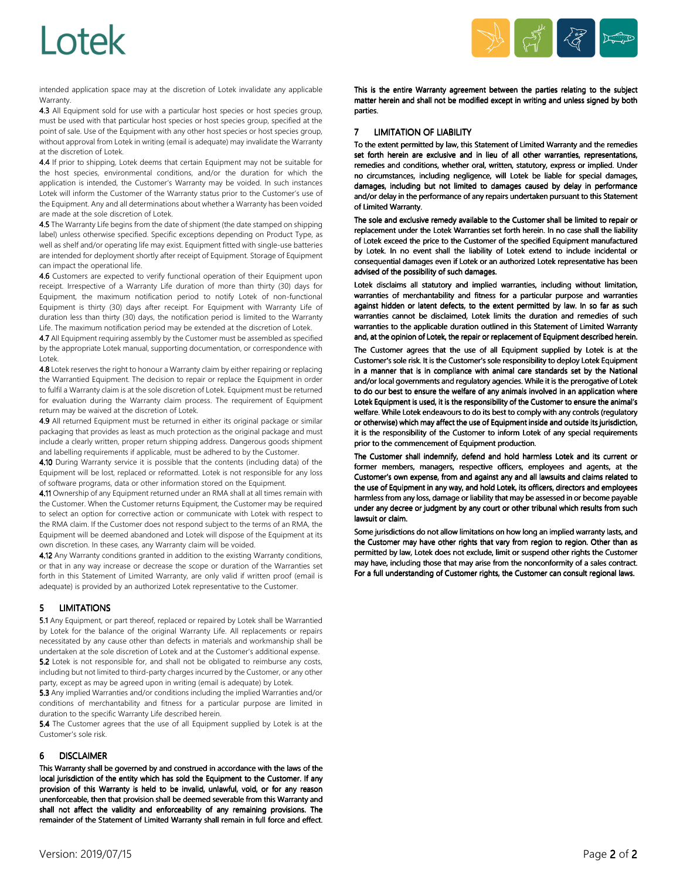intended application space may at the discretion of Lotek invalidate any applicable Warranty.

**4.3** All Equipment sold for use with a particular host species or host species group, must be used with that particular host species or host species group, specified at the point of sale. Use of the Equipment with any other host species or host species group, without approval from Lotek in writing (email is adequate) may invalidate the Warranty at the discretion of Lotek.

**4.4** If prior to shipping, Lotek deems that certain Equipment may not be suitable for the host species, environmental conditions, and/or the duration for which the application is intended, the Customer's Warranty may be voided. In such instances Lotek will inform the Customer of the Warranty status prior to the Customer's use of the Equipment. Any and all determinations about whether a Warranty has been voided are made at the sole discretion of Lotek.

**4.5** The Warranty Life begins from the date of shipment (the date stamped on shipping label) unless otherwise specified. Specific exceptions depending on Product Type, as well as shelf and/or operating life may exist. Equipment fitted with single-use batteries are intended for deployment shortly after receipt of Equipment. Storage of Equipment can impact the operational life.

**4.6** Customers are expected to verify functional operation of their Equipment upon receipt. Irrespective of a Warranty Life duration of more than thirty (30) days for Equipment, the maximum notification period to notify Lotek of non-functional Equipment is thirty (30) days after receipt. For Equipment with Warranty Life of duration less than thirty (30) days, the notification period is limited to the Warranty Life. The maximum notification period may be extended at the discretion of Lotek.

**4.7** All Equipment requiring assembly by the Customer must be assembled as specified by the appropriate Lotek manual, supporting documentation, or correspondence with Lotek.

**4.8** Lotek reserves the right to honour a Warranty claim by either repairing or replacing the Warranted Equipment. The decision to repair or replace the Equipment in order to fulfil a Warranty claim is at the sole discretion of Lotek. Equipment must be returned for evaluation during the Warranty claim process. The requirement of Equipment return may be waived at the discretion of Lotek.

**4.9** All returned Equipment must be returned in either its original package or similar packaging that provides as least as much protection as the original package and must include a clearly written, proper return shipping address. Dangerous goods shipment and labelling requirements if applicable, must be adhered to by the Customer.

**4.10** During Warranty service it is possible that the contents (including data) of the Equipment will be lost, replaced or reformatted. Lotek is not responsible for any loss of software programs, data or other information stored on the Equipment.

**4.11** Ownership of any Equipment returned under an RMA shall at all times remain with the Customer. When the Customer returns Equipment, the Customer may be required to select an option for corrective action or communicate with Lotek with respect to the RMA claim. If the Customer does not respond subject to the terms of an RMA, the Equipment will be deemed abandoned and Lotek will dispose of the Equipment at its own discretion. In these cases, any Warranty claim will be voided.

**4.12** Any Warranty conditions granted in addition to the existing Warranty conditions, or that in any way increase or decrease the scope or duration of the Warranties set forth in this Statement of Limited Warranty, are only valid if written proof (email is adequate) is provided by an authorized Lotek representative to the Customer.

## 5 LIMITATIONS

**5.1** Any Equipment, or part thereof, replaced or repaired by Lotek shall be Warrantied by Lotek for the balance of the original Warranty Life. All replacements or repairs necessitated by any cause other than defects in materials and workmanship shall be undertaken at the sole discretion of Lotek and at the Customer's additional expense.

**5.2** Lotek is not responsible for, and shall not be obligated to reimburse any costs, including but not limited to third-party charges incurred by the Customer, or any other party, except as may be agreed upon in writing (email is adequate) by Lotek.

**5.3** Any implied Warranties and/or conditions including the implied Warranties and/or conditions of merchantability and fitness for a particular purpose are limited in duration to the specific Warranty Life described herein.

**5.4** The Customer agrees that the use of all Equipment supplied by Lotek is at the Customer's sole risk.

## 6 DISCLAIMER

This Warranty shall be governed by and construed in accordance with the laws of the local jurisdiction of the entity which has sold the Equipment to the Customer. If any provision of this Warranty is held to be invalid, unlawful, void, or for any reason unenforceable, then that provision shall be deemed severable from this Warranty and shall not affect the validity and enforceability of any remaining provisions. The remainder of the Statement of Limited Warranty shall remain in full force and effect.

This is the entire Warranty agreement between the parties relating to the subject matter herein and shall not be modified except in writing and unless signed by both parties.

## 7 LIMITATION OF LIABILITY

To the extent permitted by law, this Statement of Limited Warranty and the remedies set forth herein are exclusive and in lieu of all other warranties, representations, remedies and conditions, whether oral, written, statutory, express or implied. Under no circumstances, including negligence, will Lotek be liable for special damages, damages, including but not limited to damages caused by delay in performance and/or delay in the performance of any repairs undertaken pursuant to this Statement of Limited Warranty.

The sole and exclusive remedy available to the Customer shall be limited to repair or replacement under the Lotek Warranties set forth herein. In no case shall the liability of Lotek exceed the price to the Customer of the specified Equipment manufactured by Lotek. In no event shall the liability of Lotek extend to include incidental or consequential damages even if Lotek or an authorized Lotek representative has been advised of the possibility of such damages.

Lotek disclaims all statutory and implied warranties, including without limitation, warranties of merchantability and fitness for a particular purpose and warranties against hidden or latent defects, to the extent permitted by law. In so far as such warranties cannot be disclaimed, Lotek limits the duration and remedies of such warranties to the applicable duration outlined in this Statement of Limited Warranty and, at the opinion of Lotek, the repair or replacement of Equipment described herein.

The Customer agrees that the use of all Equipment supplied by Lotek is at the Customer's sole risk. It is the Customer's sole responsibility to deploy Lotek Equipment in a manner that is in compliance with animal care standards set by the National and/or local governments and regulatory agencies. While it is the prerogative of Lotek to do our best to ensure the welfare of any animals involved in an application where Lotek Equipment is used, it is the responsibility of the Customer to ensure the animal's welfare. While Lotek endeavours to do its best to comply with any controls (regulatory or otherwise) which may affect the use of Equipment inside and outside its jurisdiction, it is the responsibility of the Customer to inform Lotek of any special requirements prior to the commencement of Equipment production.

The Customer shall indemnify, defend and hold harmless Lotek and its current or former members, managers, respective officers, employees and agents, at the Customer's own expense, from and against any and all lawsuits and claims related to the use of Equipment in any way, and hold Lotek, its officers, directors and employees harmless from any loss, damage or liability that may be assessed in or become payable under any decree or judgment by any court or other tribunal which results from such lawsuit or claim.

Some jurisdictions do not allow limitations on how long an implied warranty lasts, and the Customer may have other rights that vary from region to region. Other than as permitted by law, Lotek does not exclude, limit or suspend other rights the Customer may have, including those that may arise from the nonconformity of a sales contract. For a full understanding of Customer rights, the Customer can consult regional laws.